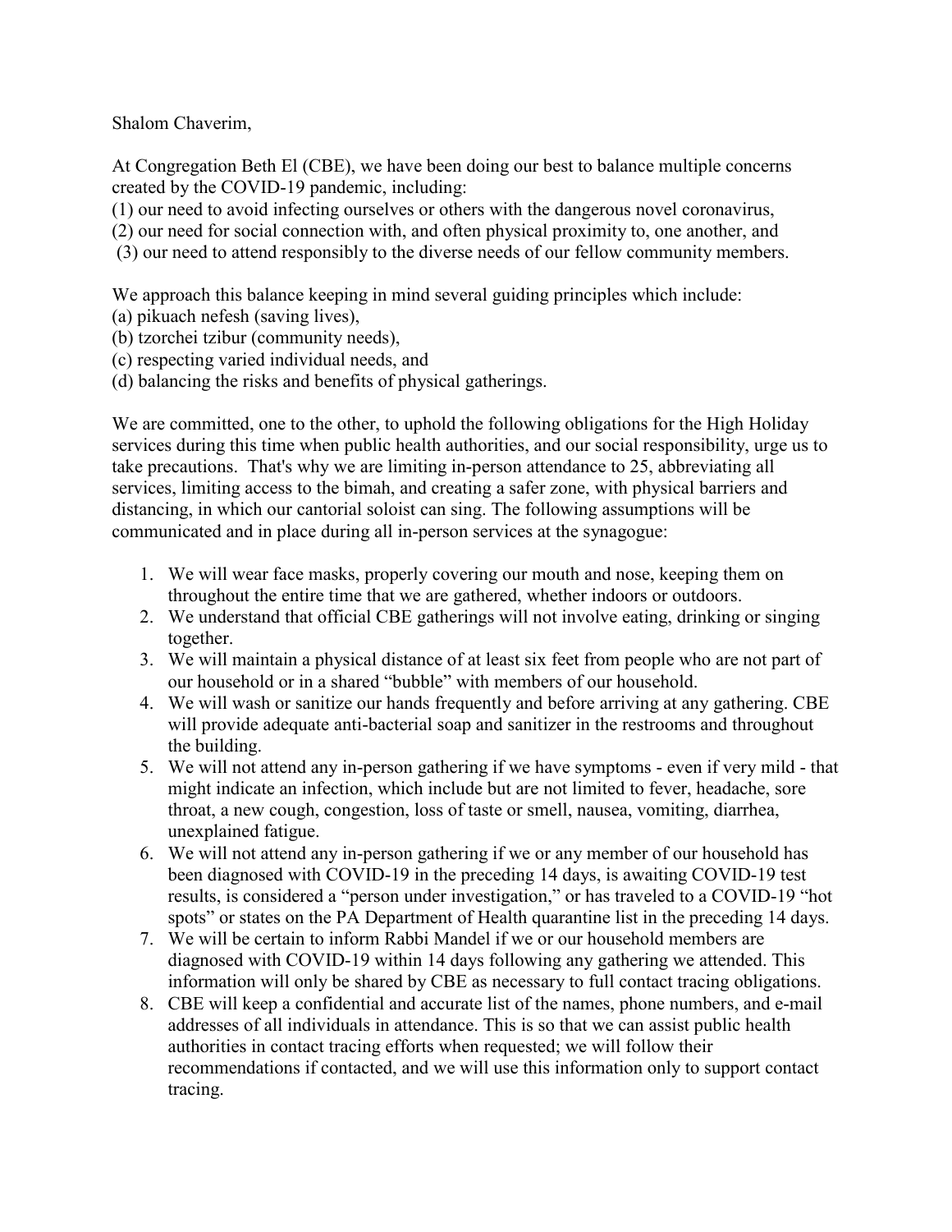Shalom Chaverim,

At Congregation Beth El (CBE), we have been doing our best to balance multiple concerns created by the COVID-19 pandemic, including:
(1) our need to avoid infecting ourselves or others with the dangerous novel coronavirus,
(2) our need for social connection with, and often physical proximity to, one another, and
(3) our need to attend responsibly to the diverse needs of our fellow community members.

We approach this balance keeping in mind several guiding principles which include:
(a) pikuach nefesh (saving lives),
(b) tzorchei tzibur (community needs),
(c) respecting varied individual needs, and
(d) balancing the risks and benefits of physical gatherings.

We are committed, one to the other, to uphold the following obligations for the High Holiday services during this time when public health authorities, and our social responsibility, urge us to take precautions. That's why we are limiting in-person attendance to 25, abbreviating all services, limiting access to the bimah, and creating a safer zone, with physical barriers and distancing, in which our cantorial soloist can sing. The following assumptions will be communicated and in place during all in-person services at the synagogue:

1. We will wear face masks, properly covering our mouth and nose, keeping them on throughout the entire time that we are gathered, whether indoors or outdoors.
2. We understand that official CBE gatherings will not involve eating, drinking or singing together.
3. We will maintain a physical distance of at least six feet from people who are not part of our household or in a shared "bubble" with members of our household.
4. We will wash or sanitize our hands frequently and before arriving at any gathering. CBE will provide adequate anti-bacterial soap and sanitizer in the restrooms and throughout the building.
5. We will not attend any in-person gathering if we have symptoms - even if very mild - that might indicate an infection, which include but are not limited to fever, headache, sore throat, a new cough, congestion, loss of taste or smell, nausea, vomiting, diarrhea, unexplained fatigue.
6. We will not attend any in-person gathering if we or any member of our household has been diagnosed with COVID-19 in the preceding 14 days, is awaiting COVID-19 test results, is considered a "person under investigation," or has traveled to a COVID-19 "hot spots" or states on the PA Department of Health quarantine list in the preceding 14 days.
7. We will be certain to inform Rabbi Mandel if we or our household members are diagnosed with COVID-19 within 14 days following any gathering we attended. This information will only be shared by CBE as necessary to full contact tracing obligations.
8. CBE will keep a confidential and accurate list of the names, phone numbers, and e-mail addresses of all individuals in attendance. This is so that we can assist public health authorities in contact tracing efforts when requested; we will follow their recommendations if contacted, and we will use this information only to support contact tracing.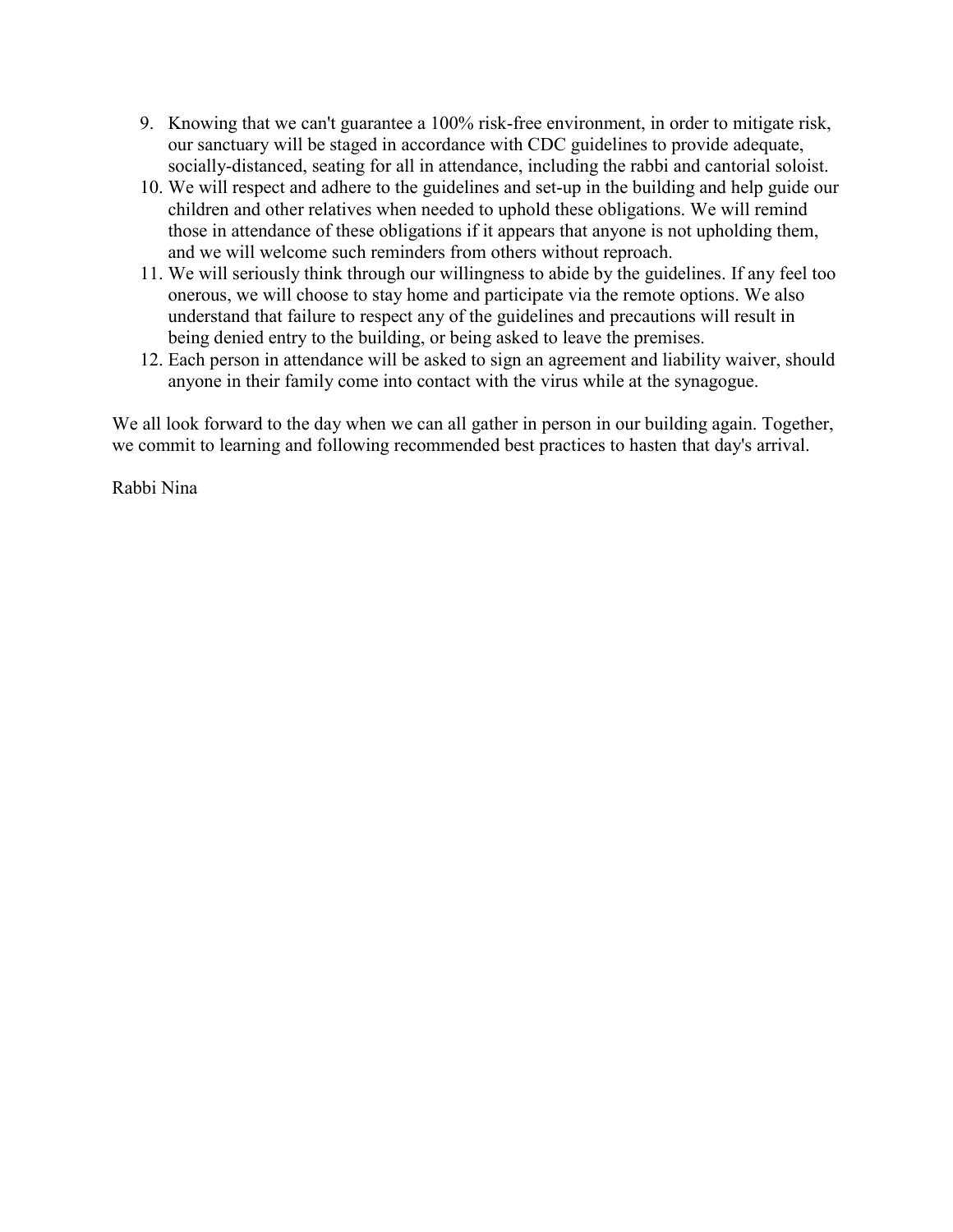9. Knowing that we can't guarantee a 100% risk-free environment, in order to mitigate risk, our sanctuary will be staged in accordance with CDC guidelines to provide adequate, socially-distanced, seating for all in attendance, including the rabbi and cantorial soloist.
10. We will respect and adhere to the guidelines and set-up in the building and help guide our children and other relatives when needed to uphold these obligations. We will remind those in attendance of these obligations if it appears that anyone is not upholding them, and we will welcome such reminders from others without reproach.
11. We will seriously think through our willingness to abide by the guidelines. If any feel too onerous, we will choose to stay home and participate via the remote options. We also understand that failure to respect any of the guidelines and precautions will result in being denied entry to the building, or being asked to leave the premises.
12. Each person in attendance will be asked to sign an agreement and liability waiver, should anyone in their family come into contact with the virus while at the synagogue.

We all look forward to the day when we can all gather in person in our building again. Together, we commit to learning and following recommended best practices to hasten that day's arrival.

Rabbi Nina